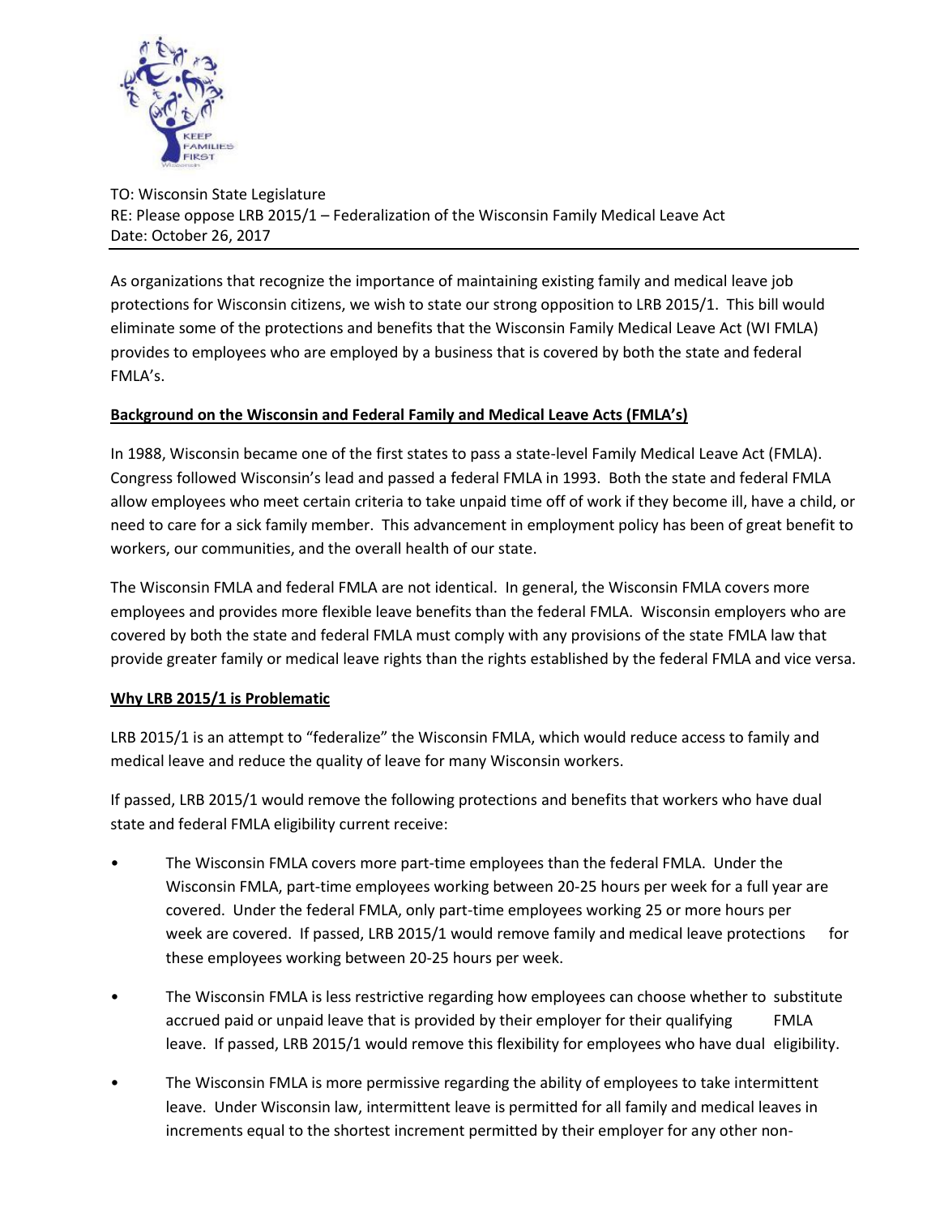TO: Wisconsin State Legislature
RE: Please oppose LRB 2015/1 – Federalization of the Wisconsin Family Medical Leave Act
Date: October 26, 2017

---

As organizations that recognize the importance of maintaining existing family and medical leave job protections for Wisconsin citizens, we wish to state our strong opposition to LRB 2015/1. This bill would eliminate some of the protections and benefits that the Wisconsin Family Medical Leave Act (WI FMLA) provides to employees who are employed by a business that is covered by both the state and federal FMLA's.

**Background on the Wisconsin and Federal Family and Medical Leave Acts (FMLA's)**

In 1988, Wisconsin became one of the first states to pass a state-level Family Medical Leave Act (FMLA). Congress followed Wisconsin's lead and passed a federal FMLA in 1993. Both the state and federal FMLA allow employees who meet certain criteria to take unpaid time off of work if they become ill, have a child, or need to care for a sick family member. This advancement in employment policy has been of great benefit to workers, our communities, and the overall health of our state.

The Wisconsin FMLA and federal FMLA are not identical. In general, the Wisconsin FMLA covers more employees and provides more flexible leave benefits than the federal FMLA. Wisconsin employers who are covered by both the state and federal FMLA must comply with any provisions of the state FMLA law that provide greater family or medical leave rights than the rights established by the federal FMLA and vice versa.

**Why LRB 2015/1 is Problematic**

LRB 2015/1 is an attempt to "federalize" the Wisconsin FMLA, which would reduce access to family and medical leave and reduce the quality of leave for many Wisconsin workers.

If passed, LRB 2015/1 would remove the following protections and benefits that workers who have dual state and federal FMLA eligibility current receive:

- The Wisconsin FMLA covers more part-time employees than the federal FMLA. Under the Wisconsin FMLA, part-time employees working between 20-25 hours per week for a full year are covered. Under the federal FMLA, only part-time employees working 25 or more hours per week are covered. If passed, LRB 2015/1 would remove family and medical leave protections for these employees working between 20-25 hours per week.
- The Wisconsin FMLA is less restrictive regarding how employees can choose whether to substitute accrued paid or unpaid leave that is provided by their employer for their qualifying FMLA leave. If passed, LRB 2015/1 would remove this flexibility for employees who have dual eligibility.
- The Wisconsin FMLA is more permissive regarding the ability of employees to take intermittent leave. Under Wisconsin law, intermittent leave is permitted for all family and medical leaves in increments equal to the shortest increment permitted by their employer for any other non-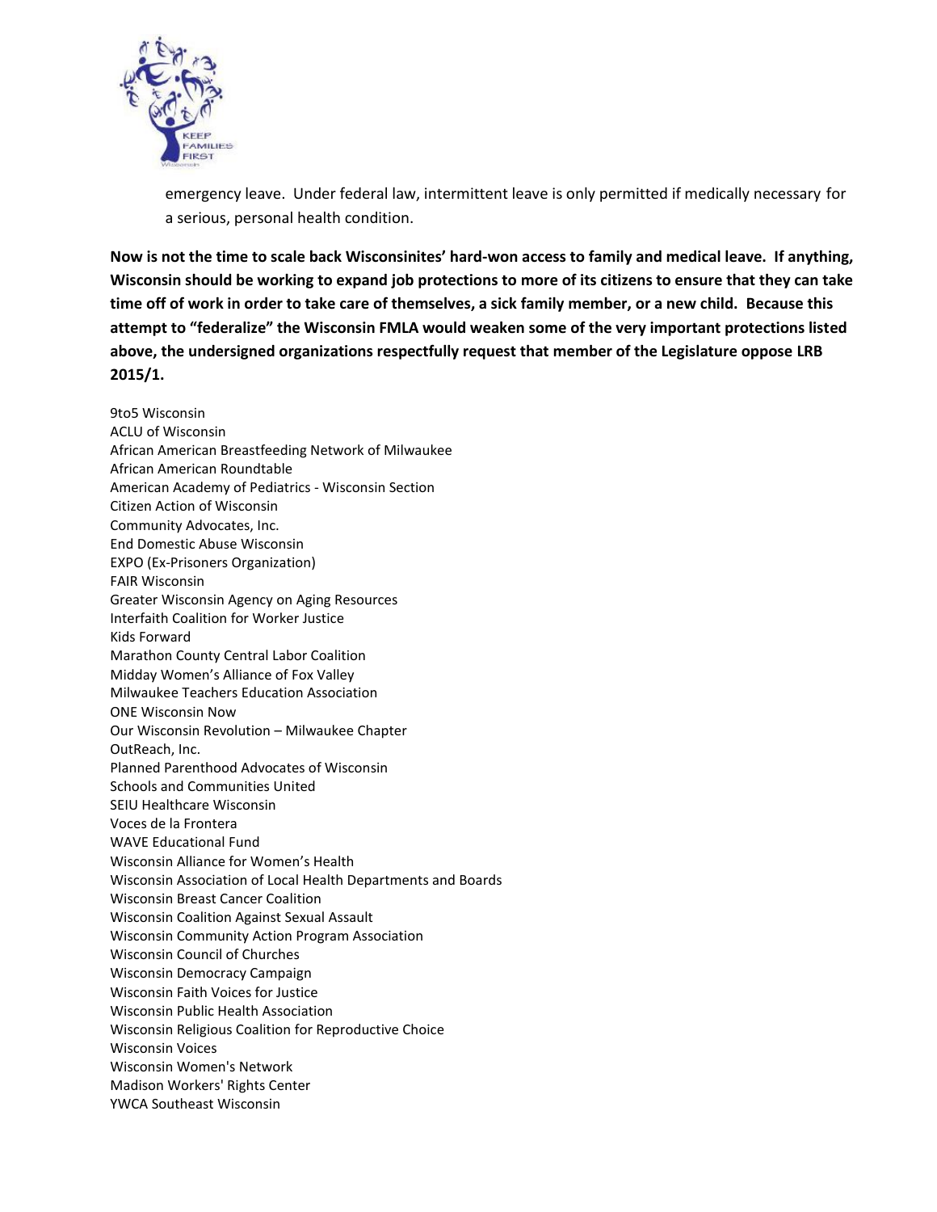emergency leave. Under federal law, intermittent leave is only permitted if medically necessary for a serious, personal health condition.

**Now is not the time to scale back Wisconsinites' hard-won access to family and medical leave. If anything, Wisconsin should be working to expand job protections to more of its citizens to ensure that they can take time off of work in order to take care of themselves, a sick family member, or a new child. Because this attempt to "federalize" the Wisconsin FMLA would weaken some of the very important protections listed above, the undersigned organizations respectfully request that member of the Legislature oppose LRB 2015/1.**

9to5 Wisconsin
ACLU of Wisconsin
African American Breastfeeding Network of Milwaukee
African American Roundtable
American Academy of Pediatrics - Wisconsin Section
Citizen Action of Wisconsin
Community Advocates, Inc.
End Domestic Abuse Wisconsin
EXPO (Ex-Prisoners Organization)
FAIR Wisconsin
Greater Wisconsin Agency on Aging Resources
Interfaith Coalition for Worker Justice
Kids Forward
Marathon County Central Labor Coalition
Midday Women's Alliance of Fox Valley
Milwaukee Teachers Education Association
ONE Wisconsin Now
Our Wisconsin Revolution – Milwaukee Chapter
OutReach, Inc.
Planned Parenthood Advocates of Wisconsin
Schools and Communities United
SEIU Healthcare Wisconsin
Voces de la Frontera
WAVE Educational Fund
Wisconsin Alliance for Women's Health
Wisconsin Association of Local Health Departments and Boards
Wisconsin Breast Cancer Coalition
Wisconsin Coalition Against Sexual Assault
Wisconsin Community Action Program Association
Wisconsin Council of Churches
Wisconsin Democracy Campaign
Wisconsin Faith Voices for Justice
Wisconsin Public Health Association
Wisconsin Religious Coalition for Reproductive Choice
Wisconsin Voices
Wisconsin Women's Network
Madison Workers' Rights Center
YWCA Southeast Wisconsin